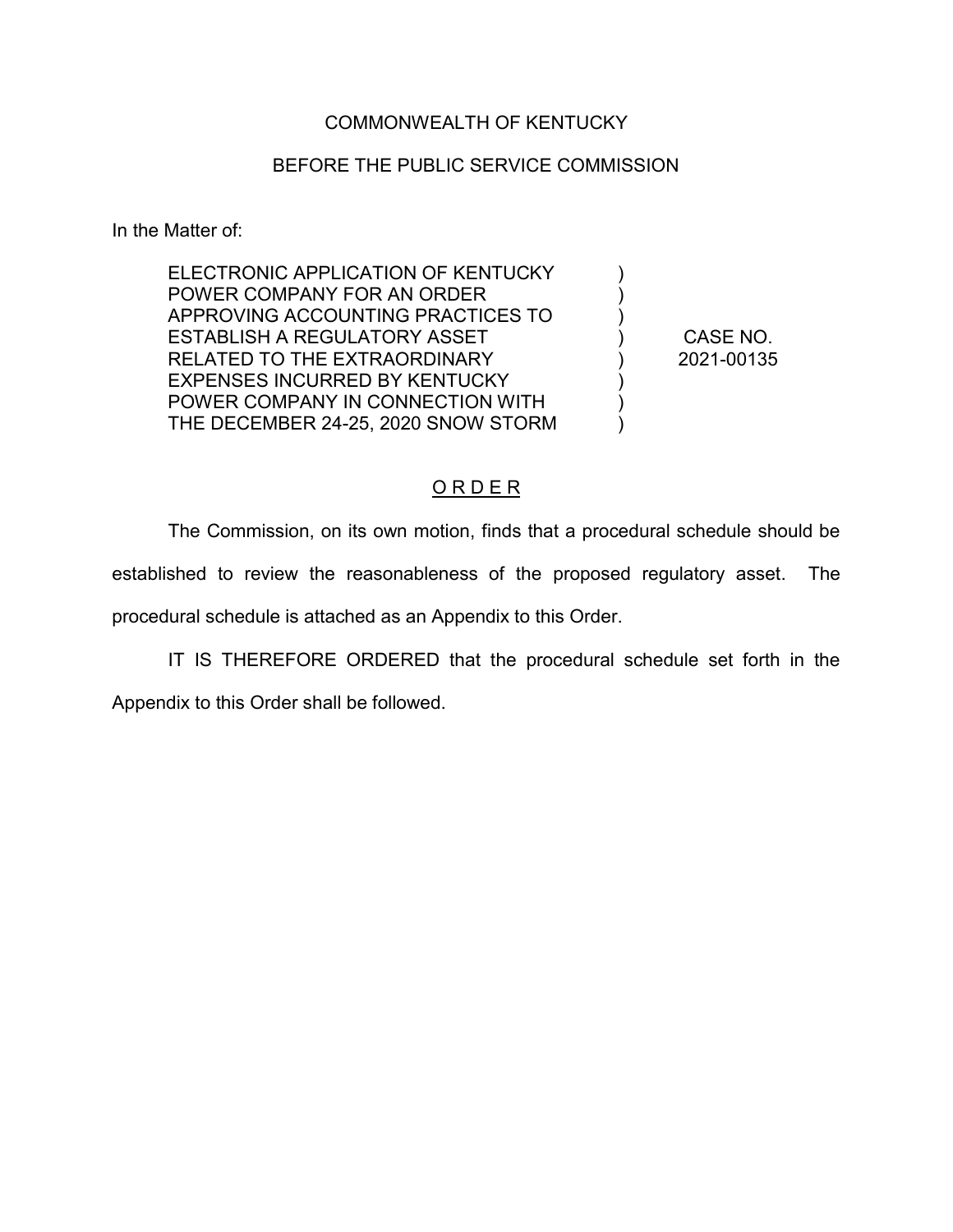COMMONWEALTH OF KENTUCKY

BEFORE THE PUBLIC SERVICE COMMISSION

In the Matter of:

| | | |
|---|---|---|
| ELECTRONIC APPLICATION OF KENTUCKY POWER COMPANY FOR AN ORDER APPROVING ACCOUNTING PRACTICES TO ESTABLISH A REGULATORY ASSET RELATED TO THE EXTRAORDINARY EXPENSES INCURRED BY KENTUCKY POWER COMPANY IN CONNECTION WITH THE DECEMBER 24-25, 2020 SNOW STORM | ) ) ) ) ) ) ) ) | CASE NO. 2021-00135 |

# O R D E R

The Commission, on its own motion, finds that a procedural schedule should be established to review the reasonableness of the proposed regulatory asset. The procedural schedule is attached as an Appendix to this Order.

IT IS THEREFORE ORDERED that the procedural schedule set forth in the Appendix to this Order shall be followed.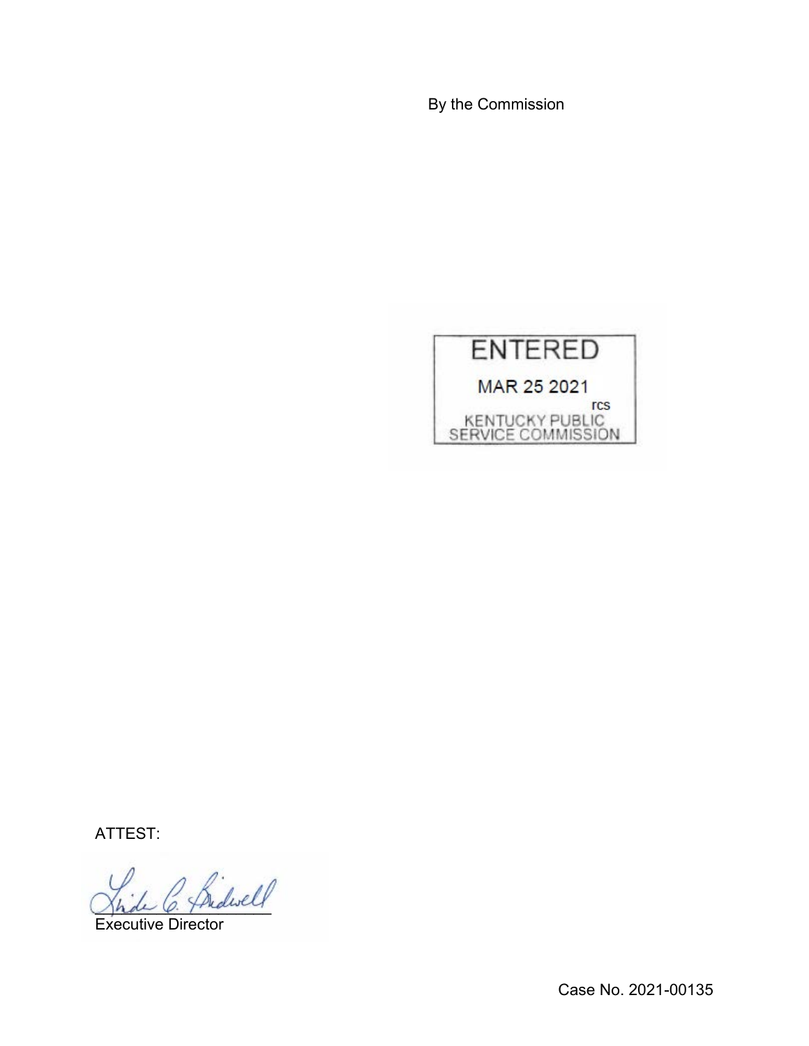By the Commission

ENTERED

MAR 25 2021

rcs

KENTUCKY PUBLIC SERVICE COMMISSION

ATTEST:

Executive Director

Case No. 2021-00135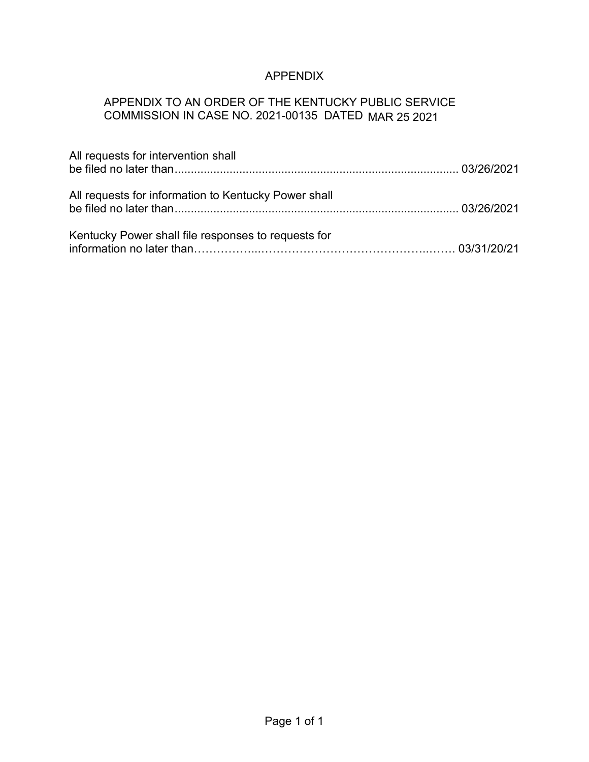# APPENDIX

APPENDIX TO AN ORDER OF THE KENTUCKY PUBLIC SERVICE COMMISSION IN CASE NO. 2021-00135 DATED MAR 25 2021

All requests for intervention shall be filed no later than....................................................................................... 03/26/2021

All requests for information to Kentucky Power shall be filed no later than....................................................................................... 03/26/2021

Kentucky Power shall file responses to requests for information no later than……………...…………………………………...…… 03/31/20/21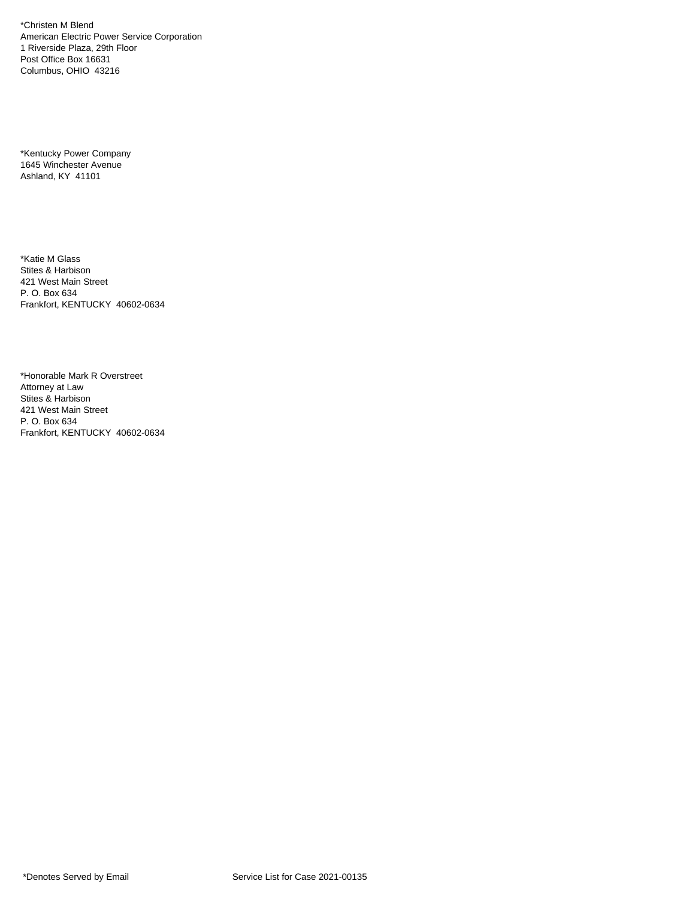*Christen M Blend
American Electric Power Service Corporation
1 Riverside Plaza, 29th Floor
Post Office Box 16631
Columbus, OHIO  43216

*Kentucky Power Company
1645 Winchester Avenue
Ashland, KY  41101

*Katie M Glass
Stites & Harbison
421 West Main Street
P. O. Box 634
Frankfort, KENTUCKY  40602-0634

*Honorable Mark R Overstreet
Attorney at Law
Stites & Harbison
421 West Main Street
P. O. Box 634
Frankfort, KENTUCKY  40602-0634

*Denotes Served by Email

Service List for Case 2021-00135